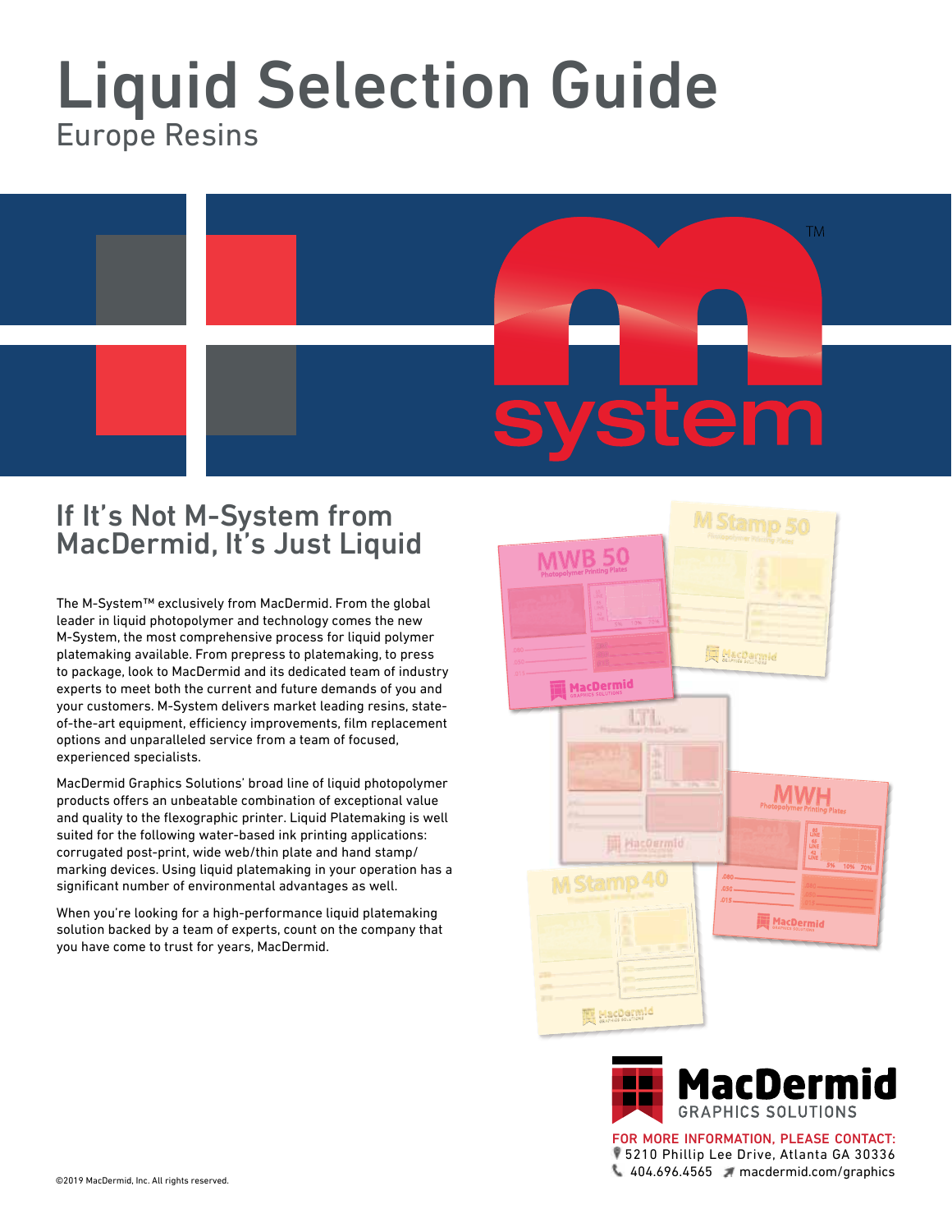# Liquid Selection Guide

Europe Resins

## If It's Not M-System from MacDermid, It's Just Liquid

The M-System™ exclusively from MacDermid. From the global leader in liquid photopolymer and technology comes the new M-System, the most comprehensive process for liquid polymer platemaking available. From prepress to platemaking, to press to package, look to MacDermid and its dedicated team of industry experts to meet both the current and future demands of you and your customers. M-System delivers market leading resins, state-of-the-art equipment, efficiency improvements, film replacement options and unparalleled service from a team of focused, experienced specialists.

MacDermid Graphics Solutions' broad line of liquid photopolymer products offers an unbeatable combination of exceptional value and quality to the flexographic printer. Liquid Platemaking is well suited for the following water-based ink printing applications: corrugated post-print, wide web/thin plate and hand stamp/marking devices. Using liquid platemaking in your operation has a significant number of environmental advantages as well.

When you're looking for a high-performance liquid platemaking solution backed by a team of experts, count on the company that you have come to trust for years, MacDermid.

MacDermid GRAPHICS SOLUTIONS

FOR MORE INFORMATION, PLEASE CONTACT:
5210 Phillip Lee Drive, Atlanta GA 30336
404.696.4565 macdermid.com/graphics

©2019 MacDermid, Inc. All rights reserved.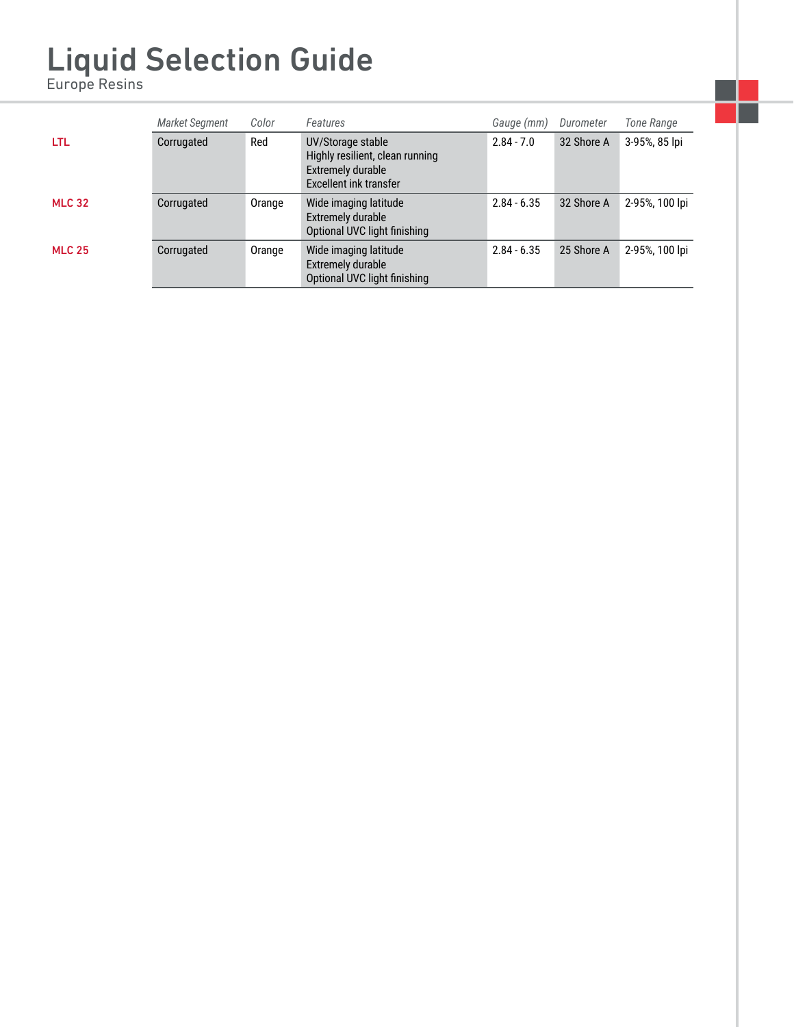# Liquid Selection Guide

Europe Resins

| | *Market Segment* | *Color* | *Features* | *Gauge (mm)* | *Durometer* | *Tone Range* |
|---|---|---|---|---|---|---|
| LTL | Corrugated | Red | UV/Storage stable<br>Highly resilient, clean running<br>Extremely durable<br>Excellent ink transfer | 2.84 - 7.0 | 32 Shore A | 3-95%, 85 lpi |
| MLC 32 | Corrugated | Orange | Wide imaging latitude<br>Extremely durable<br>Optional UVC light finishing | 2.84 - 6.35 | 32 Shore A | 2-95%, 100 lpi |
| MLC 25 | Corrugated | Orange | Wide imaging latitude<br>Extremely durable<br>Optional UVC light finishing | 2.84 - 6.35 | 25 Shore A | 2-95%, 100 lpi |